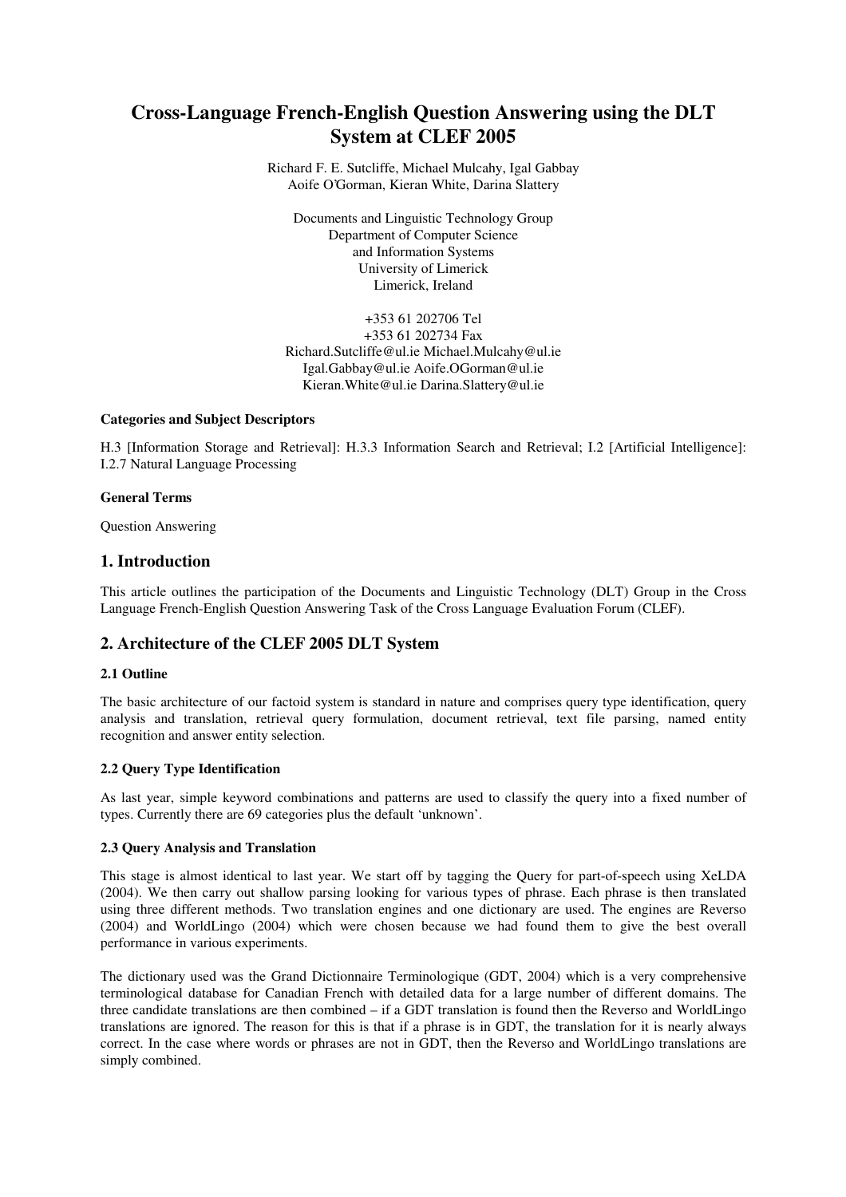# Cross-Language French-English Question Answering using the DLT System at CLEF 2005

Richard F. E. Sutcliffe, Michael Mulcahy, Igal Gabbay
Aoife O'Gorman, Kieran White, Darina Slattery

Documents and Linguistic Technology Group
Department of Computer Science
and Information Systems
University of Limerick
Limerick, Ireland

+353 61 202706 Tel
+353 61 202734 Fax
Richard.Sutcliffe@ul.ie Michael.Mulcahy@ul.ie
Igal.Gabbay@ul.ie Aoife.OGorman@ul.ie
Kieran.White@ul.ie Darina.Slattery@ul.ie

**Categories and Subject Descriptors**

H.3 [Information Storage and Retrieval]: H.3.3 Information Search and Retrieval; I.2 [Artificial Intelligence]: I.2.7 Natural Language Processing

**General Terms**

Question Answering

## 1. Introduction

This article outlines the participation of the Documents and Linguistic Technology (DLT) Group in the Cross Language French-English Question Answering Task of the Cross Language Evaluation Forum (CLEF).

## 2. Architecture of the CLEF 2005 DLT System

### 2.1 Outline

The basic architecture of our factoid system is standard in nature and comprises query type identification, query analysis and translation, retrieval query formulation, document retrieval, text file parsing, named entity recognition and answer entity selection.

### 2.2 Query Type Identification

As last year, simple keyword combinations and patterns are used to classify the query into a fixed number of types. Currently there are 69 categories plus the default 'unknown'.

### 2.3 Query Analysis and Translation

This stage is almost identical to last year. We start off by tagging the Query for part-of-speech using XeLDA (2004). We then carry out shallow parsing looking for various types of phrase. Each phrase is then translated using three different methods. Two translation engines and one dictionary are used. The engines are Reverso (2004) and WorldLingo (2004) which were chosen because we had found them to give the best overall performance in various experiments.

The dictionary used was the Grand Dictionnaire Terminologique (GDT, 2004) which is a very comprehensive terminological database for Canadian French with detailed data for a large number of different domains. The three candidate translations are then combined – if a GDT translation is found then the Reverso and WorldLingo translations are ignored. The reason for this is that if a phrase is in GDT, the translation for it is nearly always correct. In the case where words or phrases are not in GDT, then the Reverso and WorldLingo translations are simply combined.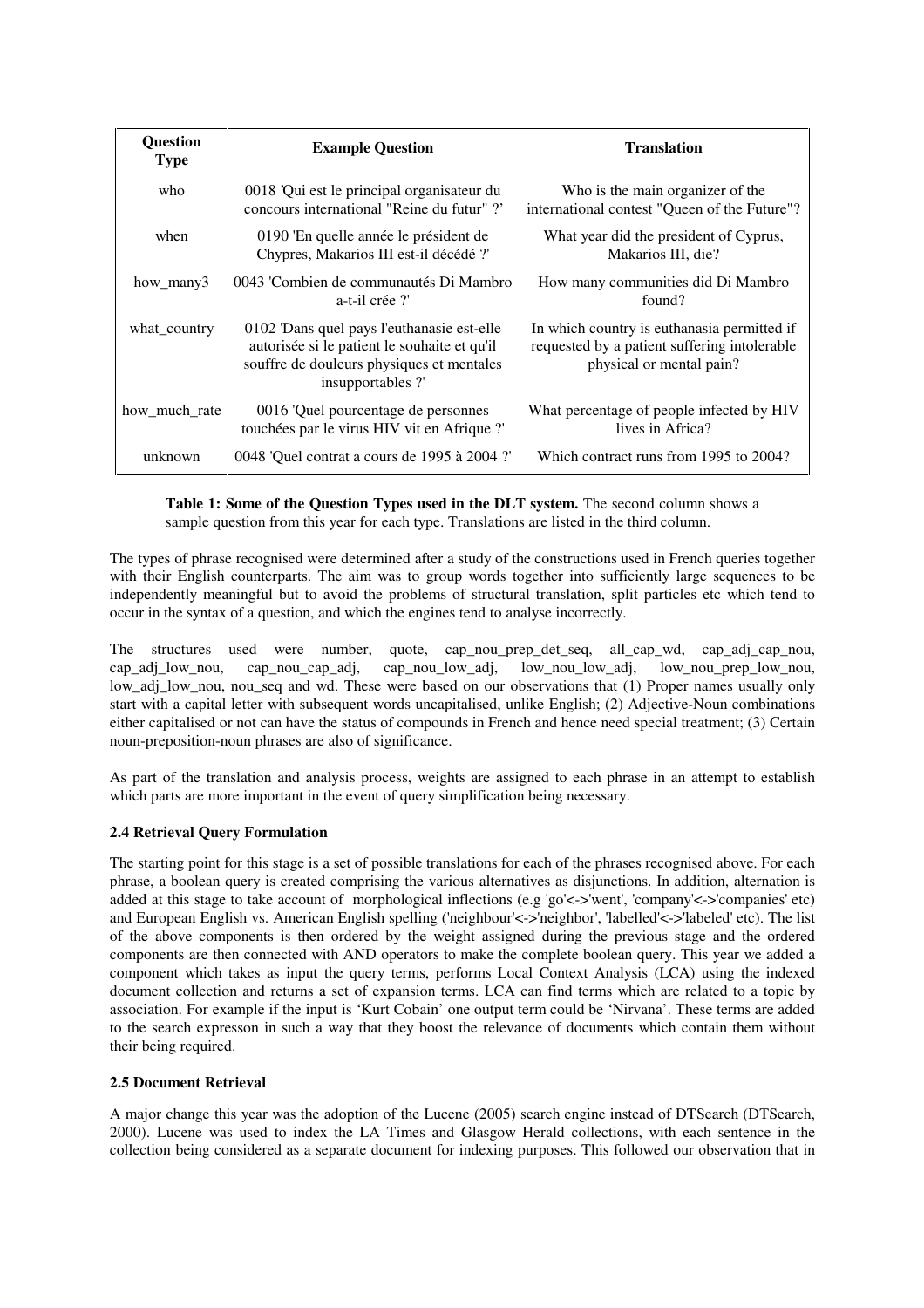| Question Type | Example Question | Translation |
|---|---|---|
| who | 0018 'Qui est le principal organisateur du concours international "Reine du futur" ?' | Who is the main organizer of the international contest "Queen of the Future"? |
| when | 0190 'En quelle année le président de Chypres, Makarios III est-il décédé ?' | What year did the president of Cyprus, Makarios III, die? |
| how_many3 | 0043 'Combien de communautés Di Mambro a-t-il crée ?' | How many communities did Di Mambro found? |
| what_country | 0102 'Dans quel pays l'euthanasie est-elle autorisée si le patient le souhaite et qu'il souffre de douleurs physiques et mentales insupportables ?' | In which country is euthanasia permitted if requested by a patient suffering intolerable physical or mental pain? |
| how_much_rate | 0016 'Quel pourcentage de personnes touchées par le virus HIV vit en Afrique ?' | What percentage of people infected by HIV lives in Africa? |
| unknown | 0048 'Quel contrat a cours de 1995 à 2004 ?' | Which contract runs from 1995 to 2004? |

**Table 1: Some of the Question Types used in the DLT system.** The second column shows a sample question from this year for each type. Translations are listed in the third column.

The types of phrase recognised were determined after a study of the constructions used in French queries together with their English counterparts. The aim was to group words together into sufficiently large sequences to be independently meaningful but to avoid the problems of structural translation, split particles etc which tend to occur in the syntax of a question, and which the engines tend to analyse incorrectly.

The structures used were number, quote, cap_nou_prep_det_seq, all_cap_wd, cap_adj_cap_nou, cap_adj_low_nou, cap_nou_cap_adj, cap_nou_low_adj, low_nou_low_adj, low_nou_prep_low_nou, low_adj_low_nou, nou_seq and wd. These were based on our observations that (1) Proper names usually only start with a capital letter with subsequent words uncapitalised, unlike English; (2) Adjective-Noun combinations either capitalised or not can have the status of compounds in French and hence need special treatment; (3) Certain noun-preposition-noun phrases are also of significance.

As part of the translation and analysis process, weights are assigned to each phrase in an attempt to establish which parts are more important in the event of query simplification being necessary.

### 2.4 Retrieval Query Formulation

The starting point for this stage is a set of possible translations for each of the phrases recognised above. For each phrase, a boolean query is created comprising the various alternatives as disjunctions. In addition, alternation is added at this stage to take account of morphological inflections (e.g 'go'<->'went', 'company'<->'companies' etc) and European English vs. American English spelling ('neighbour'<->'neighbor', 'labelled'<->'labeled' etc). The list of the above components is then ordered by the weight assigned during the previous stage and the ordered components are then connected with AND operators to make the complete boolean query. This year we added a component which takes as input the query terms, performs Local Context Analysis (LCA) using the indexed document collection and returns a set of expansion terms. LCA can find terms which are related to a topic by association. For example if the input is 'Kurt Cobain' one output term could be 'Nirvana'. These terms are added to the search expresson in such a way that they boost the relevance of documents which contain them without their being required.

### 2.5 Document Retrieval

A major change this year was the adoption of the Lucene (2005) search engine instead of DTSearch (DTSearch, 2000). Lucene was used to index the LA Times and Glasgow Herald collections, with each sentence in the collection being considered as a separate document for indexing purposes. This followed our observation that in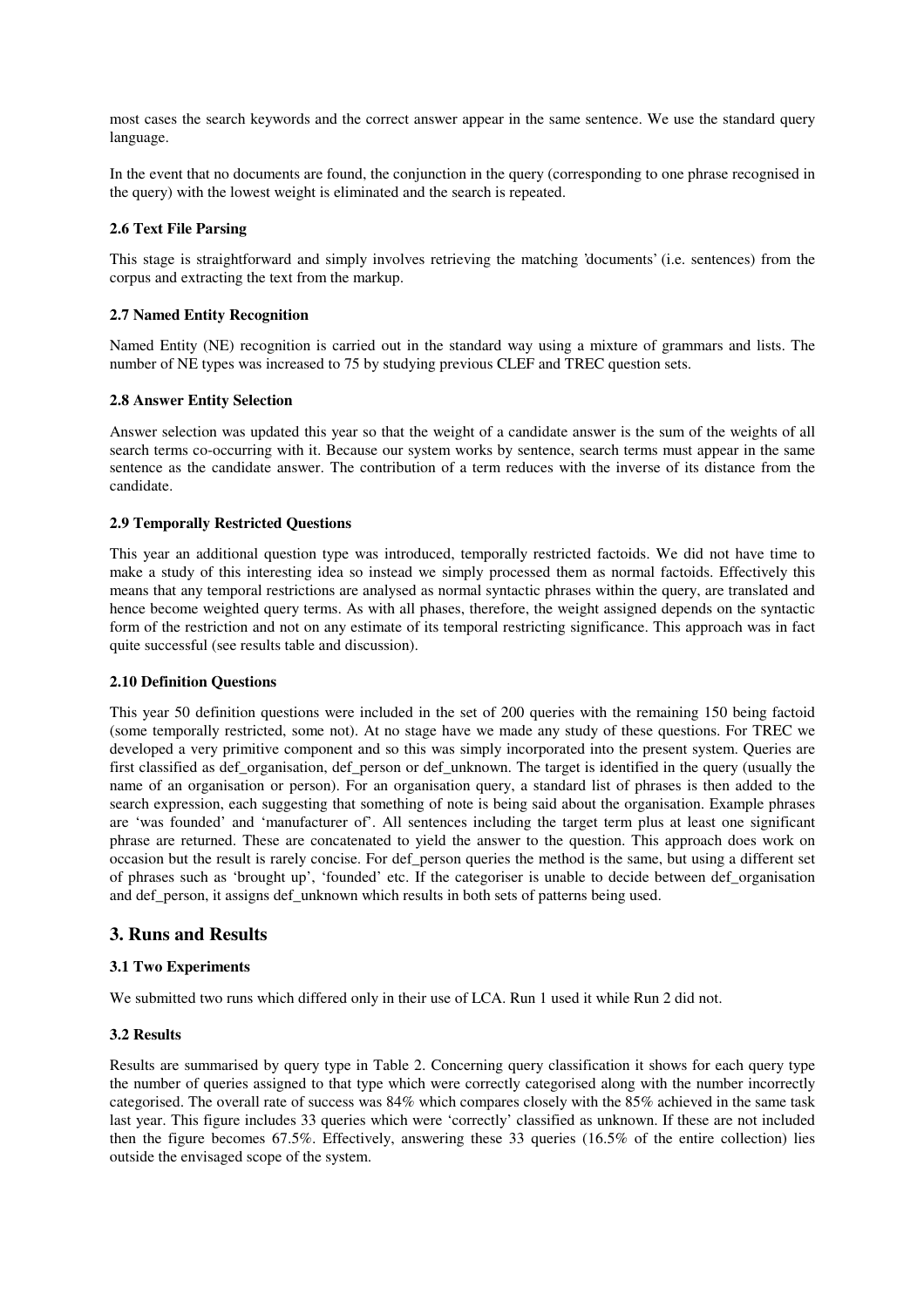most cases the search keywords and the correct answer appear in the same sentence. We use the standard query language.

In the event that no documents are found, the conjunction in the query (corresponding to one phrase recognised in the query) with the lowest weight is eliminated and the search is repeated.

#### 2.6 Text File Parsing

This stage is straightforward and simply involves retrieving the matching 'documents' (i.e. sentences) from the corpus and extracting the text from the markup.

#### 2.7 Named Entity Recognition

Named Entity (NE) recognition is carried out in the standard way using a mixture of grammars and lists. The number of NE types was increased to 75 by studying previous CLEF and TREC question sets.

#### 2.8 Answer Entity Selection

Answer selection was updated this year so that the weight of a candidate answer is the sum of the weights of all search terms co-occurring with it. Because our system works by sentence, search terms must appear in the same sentence as the candidate answer. The contribution of a term reduces with the inverse of its distance from the candidate.

#### 2.9 Temporally Restricted Questions

This year an additional question type was introduced, temporally restricted factoids. We did not have time to make a study of this interesting idea so instead we simply processed them as normal factoids. Effectively this means that any temporal restrictions are analysed as normal syntactic phrases within the query, are translated and hence become weighted query terms. As with all phases, therefore, the weight assigned depends on the syntactic form of the restriction and not on any estimate of its temporal restricting significance. This approach was in fact quite successful (see results table and discussion).

#### 2.10 Definition Questions

This year 50 definition questions were included in the set of 200 queries with the remaining 150 being factoid (some temporally restricted, some not). At no stage have we made any study of these questions. For TREC we developed a very primitive component and so this was simply incorporated into the present system. Queries are first classified as def_organisation, def_person or def_unknown. The target is identified in the query (usually the name of an organisation or person). For an organisation query, a standard list of phrases is then added to the search expression, each suggesting that something of note is being said about the organisation. Example phrases are 'was founded' and 'manufacturer of'. All sentences including the target term plus at least one significant phrase are returned. These are concatenated to yield the answer to the question. This approach does work on occasion but the result is rarely concise. For def_person queries the method is the same, but using a different set of phrases such as 'brought up', 'founded' etc. If the categoriser is unable to decide between def_organisation and def_person, it assigns def_unknown which results in both sets of patterns being used.

## 3. Runs and Results

#### 3.1 Two Experiments

We submitted two runs which differed only in their use of LCA. Run 1 used it while Run 2 did not.

#### 3.2 Results

Results are summarised by query type in Table 2. Concerning query classification it shows for each query type the number of queries assigned to that type which were correctly categorised along with the number incorrectly categorised. The overall rate of success was 84% which compares closely with the 85% achieved in the same task last year. This figure includes 33 queries which were 'correctly' classified as unknown. If these are not included then the figure becomes 67.5%. Effectively, answering these 33 queries (16.5% of the entire collection) lies outside the envisaged scope of the system.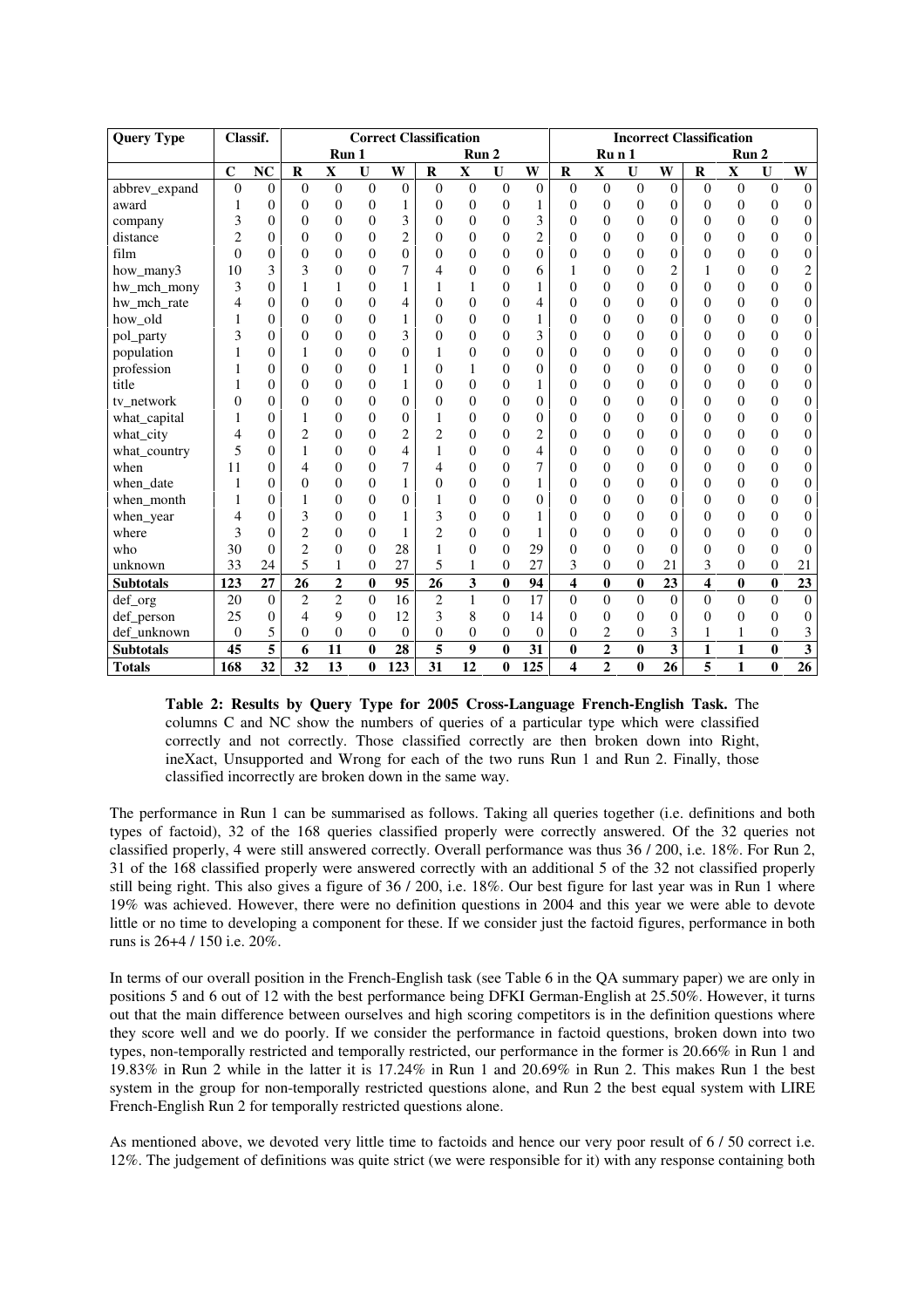| Query Type | Classif. | | Correct Classification | | | | | | | | Incorrect Classification | | | | | | | |
|---|---|---|---|---|---|---|---|---|---|---|---|---|---|---|---|---|---|---|
| | | | Run 1 | | | | Run 2 | | | | Ru n 1 | | | | Run 2 | | | |
| | C | NC | R | X | U | W | R | X | U | W | R | X | U | W | R | X | U | W |
| abbrev_expand | 0 | 0 | 0 | 0 | 0 | 0 | 0 | 0 | 0 | 0 | 0 | 0 | 0 | 0 | 0 | 0 | 0 | 0 |
| award | 1 | 0 | 0 | 0 | 0 | 1 | 0 | 0 | 0 | 1 | 0 | 0 | 0 | 0 | 0 | 0 | 0 | 0 |
| company | 3 | 0 | 0 | 0 | 0 | 3 | 0 | 0 | 0 | 3 | 0 | 0 | 0 | 0 | 0 | 0 | 0 | 0 |
| distance | 2 | 0 | 0 | 0 | 0 | 2 | 0 | 0 | 0 | 2 | 0 | 0 | 0 | 0 | 0 | 0 | 0 | 0 |
| film | 0 | 0 | 0 | 0 | 0 | 0 | 0 | 0 | 0 | 0 | 0 | 0 | 0 | 0 | 0 | 0 | 0 | 0 |
| how_many3 | 10 | 3 | 3 | 0 | 0 | 7 | 4 | 0 | 0 | 6 | 1 | 0 | 0 | 2 | 1 | 0 | 0 | 2 |
| hw_mch_mony | 3 | 0 | 1 | 1 | 0 | 1 | 1 | 1 | 0 | 1 | 0 | 0 | 0 | 0 | 0 | 0 | 0 | 0 |
| hw_mch_rate | 4 | 0 | 0 | 0 | 0 | 4 | 0 | 0 | 0 | 4 | 0 | 0 | 0 | 0 | 0 | 0 | 0 | 0 |
| how_old | 1 | 0 | 0 | 0 | 0 | 1 | 0 | 0 | 0 | 1 | 0 | 0 | 0 | 0 | 0 | 0 | 0 | 0 |
| pol_party | 3 | 0 | 0 | 0 | 0 | 3 | 0 | 0 | 0 | 3 | 0 | 0 | 0 | 0 | 0 | 0 | 0 | 0 |
| population | 1 | 0 | 1 | 0 | 0 | 0 | 1 | 0 | 0 | 0 | 0 | 0 | 0 | 0 | 0 | 0 | 0 | 0 |
| profession | 1 | 0 | 0 | 0 | 0 | 1 | 0 | 1 | 0 | 0 | 0 | 0 | 0 | 0 | 0 | 0 | 0 | 0 |
| title | 1 | 0 | 0 | 0 | 0 | 1 | 0 | 0 | 0 | 1 | 0 | 0 | 0 | 0 | 0 | 0 | 0 | 0 |
| tv_network | 0 | 0 | 0 | 0 | 0 | 0 | 0 | 0 | 0 | 0 | 0 | 0 | 0 | 0 | 0 | 0 | 0 | 0 |
| what_capital | 1 | 0 | 1 | 0 | 0 | 0 | 1 | 0 | 0 | 0 | 0 | 0 | 0 | 0 | 0 | 0 | 0 | 0 |
| what_city | 4 | 0 | 2 | 0 | 0 | 2 | 2 | 0 | 0 | 2 | 0 | 0 | 0 | 0 | 0 | 0 | 0 | 0 |
| what_country | 5 | 0 | 1 | 0 | 0 | 4 | 1 | 0 | 0 | 4 | 0 | 0 | 0 | 0 | 0 | 0 | 0 | 0 |
| when | 11 | 0 | 4 | 0 | 0 | 7 | 4 | 0 | 0 | 7 | 0 | 0 | 0 | 0 | 0 | 0 | 0 | 0 |
| when_date | 1 | 0 | 0 | 0 | 0 | 1 | 0 | 0 | 0 | 1 | 0 | 0 | 0 | 0 | 0 | 0 | 0 | 0 |
| when_month | 1 | 0 | 1 | 0 | 0 | 0 | 1 | 0 | 0 | 0 | 0 | 0 | 0 | 0 | 0 | 0 | 0 | 0 |
| when_year | 4 | 0 | 3 | 0 | 0 | 1 | 3 | 0 | 0 | 1 | 0 | 0 | 0 | 0 | 0 | 0 | 0 | 0 |
| where | 3 | 0 | 2 | 0 | 0 | 1 | 2 | 0 | 0 | 1 | 0 | 0 | 0 | 0 | 0 | 0 | 0 | 0 |
| who | 30 | 0 | 2 | 0 | 0 | 28 | 1 | 0 | 0 | 29 | 0 | 0 | 0 | 0 | 0 | 0 | 0 | 0 |
| unknown | 33 | 24 | 5 | 1 | 0 | 27 | 5 | 1 | 0 | 27 | 3 | 0 | 0 | 21 | 3 | 0 | 0 | 21 |
| **Subtotals** | **123** | **27** | **26** | **2** | **0** | **95** | **26** | **3** | **0** | **94** | **4** | **0** | **0** | **23** | **4** | **0** | **0** | **23** |
| def_org | 20 | 0 | 2 | 2 | 0 | 16 | 2 | 1 | 0 | 17 | 0 | 0 | 0 | 0 | 0 | 0 | 0 | 0 |
| def_person | 25 | 0 | 4 | 9 | 0 | 12 | 3 | 8 | 0 | 14 | 0 | 0 | 0 | 0 | 0 | 0 | 0 | 0 |
| def_unknown | 0 | 5 | 0 | 0 | 0 | 0 | 0 | 0 | 0 | 0 | 0 | 2 | 0 | 3 | 1 | 1 | 0 | 3 |
| **Subtotals** | **45** | **5** | **6** | **11** | **0** | **28** | **5** | **9** | **0** | **31** | **0** | **2** | **0** | **3** | **1** | **1** | **0** | **3** |
| **Totals** | **168** | **32** | **32** | **13** | **0** | **123** | **31** | **12** | **0** | **125** | **4** | **2** | **0** | **26** | **5** | **1** | **0** | **26** |

**Table 2: Results by Query Type for 2005 Cross-Language French-English Task.** The columns C and NC show the numbers of queries of a particular type which were classified correctly and not correctly. Those classified correctly are then broken down into Right, ineXact, Unsupported and Wrong for each of the two runs Run 1 and Run 2. Finally, those classified incorrectly are broken down in the same way.

The performance in Run 1 can be summarised as follows. Taking all queries together (i.e. definitions and both types of factoid), 32 of the 168 queries classified properly were correctly answered. Of the 32 queries not classified properly, 4 were still answered correctly. Overall performance was thus 36 / 200, i.e. 18%. For Run 2, 31 of the 168 classified properly were answered correctly with an additional 5 of the 32 not classified properly still being right. This also gives a figure of 36 / 200, i.e. 18%. Our best figure for last year was in Run 1 where 19% was achieved. However, there were no definition questions in 2004 and this year we were able to devote little or no time to developing a component for these. If we consider just the factoid figures, performance in both runs is 26+4 / 150 i.e. 20%.

In terms of our overall position in the French-English task (see Table 6 in the QA summary paper) we are only in positions 5 and 6 out of 12 with the best performance being DFKI German-English at 25.50%. However, it turns out that the main difference between ourselves and high scoring competitors is in the definition questions where they score well and we do poorly. If we consider the performance in factoid questions, broken down into two types, non-temporally restricted and temporally restricted, our performance in the former is 20.66% in Run 1 and 19.83% in Run 2 while in the latter it is 17.24% in Run 1 and 20.69% in Run 2. This makes Run 1 the best system in the group for non-temporally restricted questions alone, and Run 2 the best equal system with LIRE French-English Run 2 for temporally restricted questions alone.

As mentioned above, we devoted very little time to factoids and hence our very poor result of 6 / 50 correct i.e. 12%. The judgement of definitions was quite strict (we were responsible for it) with any response containing both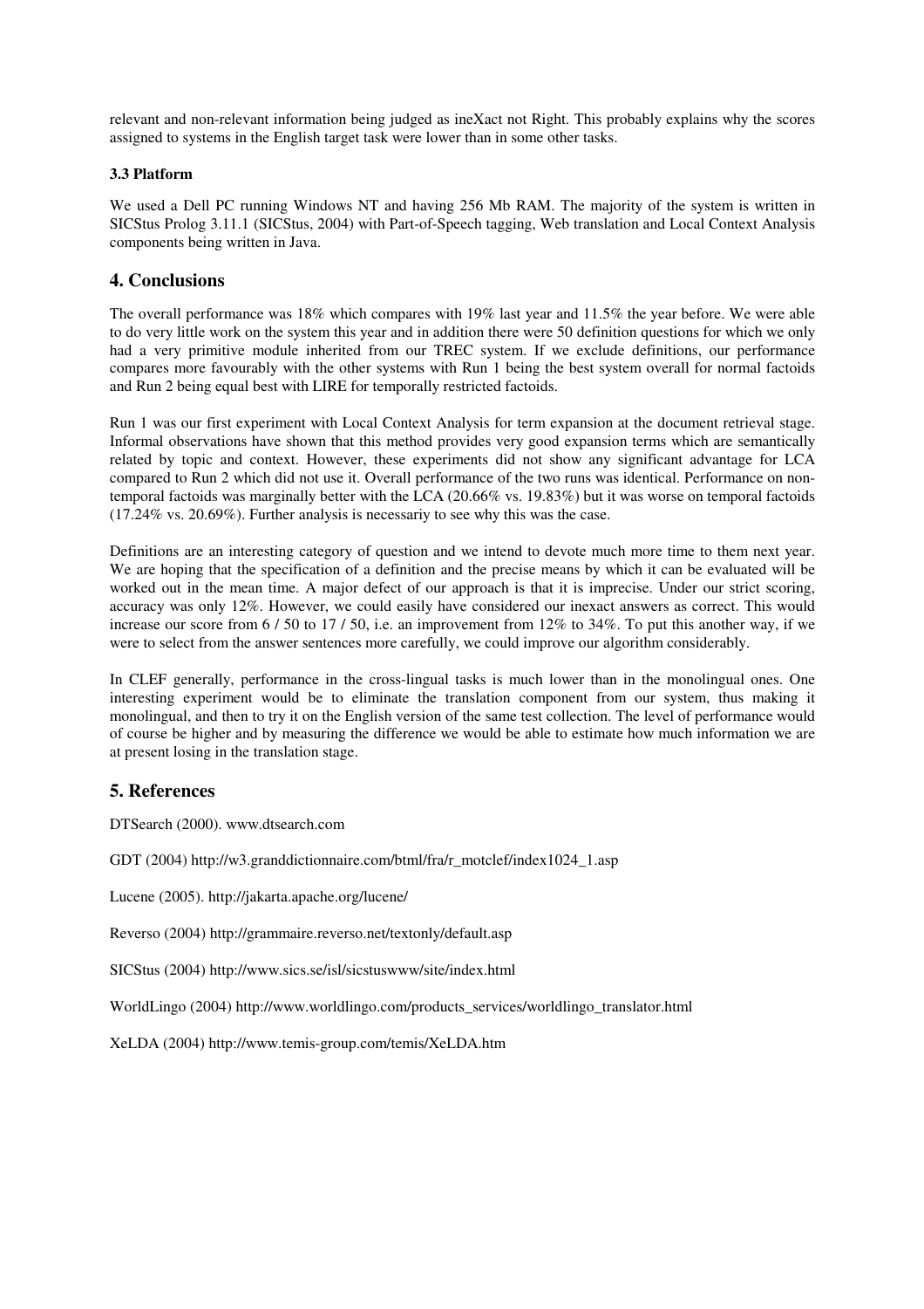relevant and non-relevant information being judged as ineXact not Right. This probably explains why the scores assigned to systems in the English target task were lower than in some other tasks.

### 3.3 Platform

We used a Dell PC running Windows NT and having 256 Mb RAM. The majority of the system is written in SICStus Prolog 3.11.1 (SICStus, 2004) with Part-of-Speech tagging, Web translation and Local Context Analysis components being written in Java.

## 4. Conclusions

The overall performance was 18% which compares with 19% last year and 11.5% the year before. We were able to do very little work on the system this year and in addition there were 50 definition questions for which we only had a very primitive module inherited from our TREC system. If we exclude definitions, our performance compares more favourably with the other systems with Run 1 being the best system overall for normal factoids and Run 2 being equal best with LIRE for temporally restricted factoids.

Run 1 was our first experiment with Local Context Analysis for term expansion at the document retrieval stage. Informal observations have shown that this method provides very good expansion terms which are semantically related by topic and context. However, these experiments did not show any significant advantage for LCA compared to Run 2 which did not use it. Overall performance of the two runs was identical. Performance on non-temporal factoids was marginally better with the LCA (20.66% vs. 19.83%) but it was worse on temporal factoids (17.24% vs. 20.69%). Further analysis is necessariy to see why this was the case.

Definitions are an interesting category of question and we intend to devote much more time to them next year. We are hoping that the specification of a definition and the precise means by which it can be evaluated will be worked out in the mean time. A major defect of our approach is that it is imprecise. Under our strict scoring, accuracy was only 12%. However, we could easily have considered our inexact answers as correct. This would increase our score from 6 / 50 to 17 / 50, i.e. an improvement from 12% to 34%. To put this another way, if we were to select from the answer sentences more carefully, we could improve our algorithm considerably.

In CLEF generally, performance in the cross-lingual tasks is much lower than in the monolingual ones. One interesting experiment would be to eliminate the translation component from our system, thus making it monolingual, and then to try it on the English version of the same test collection. The level of performance would of course be higher and by measuring the difference we would be able to estimate how much information we are at present losing in the translation stage.

## 5. References

DTSearch (2000). www.dtsearch.com

GDT (2004) http://w3.granddictionnaire.com/btml/fra/r_motclef/index1024_1.asp

Lucene (2005). http://jakarta.apache.org/lucene/

Reverso (2004) http://grammaire.reverso.net/textonly/default.asp

SICStus (2004) http://www.sics.se/isl/sicstuswww/site/index.html

WorldLingo (2004) http://www.worldlingo.com/products_services/worldlingo_translator.html

XeLDA (2004) http://www.temis-group.com/temis/XeLDA.htm